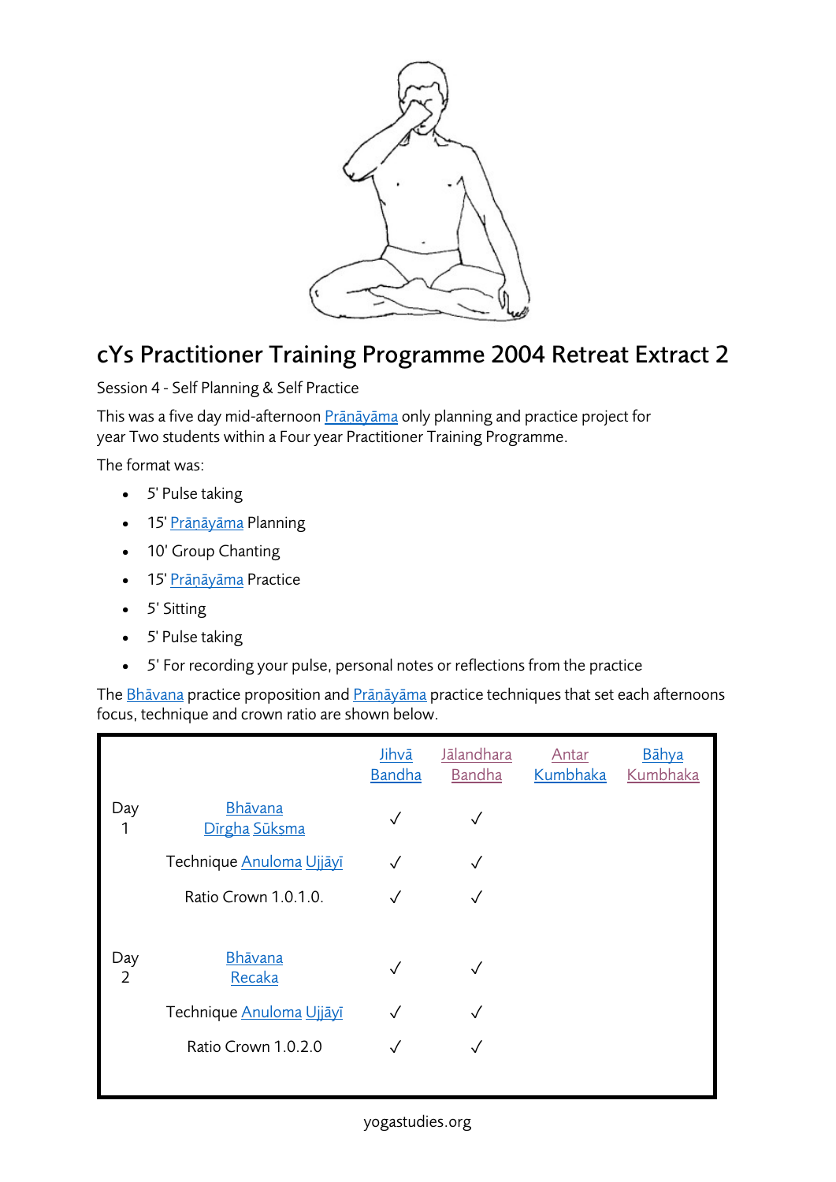# cYs Practitioner Training Programme 2004 Retreat Extract 2

Session 4 - Self Planning & Self Practice

This was a five day mid-afternoon Prāṇāyāma only planning and practice project for year Two students within a Four year Practitioner Training Programme.

The format was:

- 5' Pulse taking
- 15' Prāṇāyāma Planning
- 10' Group Chanting
- 15' Prāṇāyāma Practice
- 5' Sitting
- 5' Pulse taking
- 5' For recording your pulse, personal notes or reflections from the practice

The Bhāvana practice proposition and Prāṇāyāma practice techniques that set each afternoons focus, technique and crown ratio are shown below.

| | | Jihvā Bandha | Jālandhara Bandha | Antar Kumbhaka | Bāhya Kumbhaka |
|---|---|---|---|---|---|
| Day 1 | Bhāvana Dīrgha Sūkṣma | ✓ | ✓ | | |
| | Technique Anuloma Ujjāyī | ✓ | ✓ | | |
| | Ratio Crown 1.0.1.0. | ✓ | ✓ | | |
| Day 2 | Bhāvana Recaka | ✓ | ✓ | | |
| | Technique Anuloma Ujjāyī | ✓ | ✓ | | |
| | Ratio Crown 1.0.2.0 | ✓ | ✓ | | |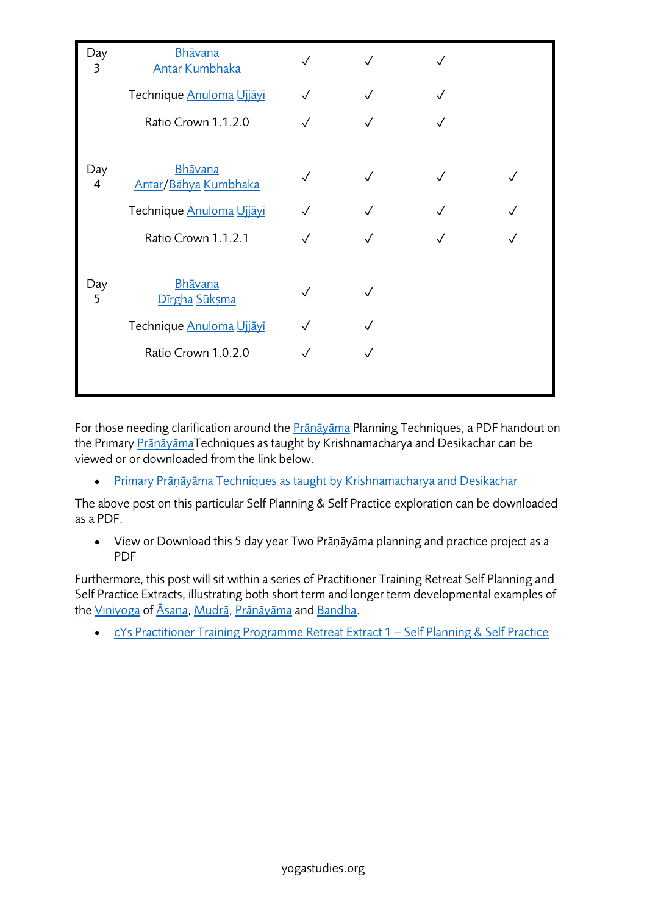| | | | | | |
|---|---|---|---|---|---|
| Day 3 | Bhāvana Antar Kumbhaka | ✓ | ✓ | ✓ | |
| | Technique Anuloma Ujjāyī | ✓ | ✓ | ✓ | |
| | Ratio Crown 1.1.2.0 | ✓ | ✓ | ✓ | |
| Day 4 | Bhāvana Antar/Bāhya Kumbhaka | ✓ | ✓ | ✓ | ✓ |
| | Technique Anuloma Ujjāyī | ✓ | ✓ | ✓ | ✓ |
| | Ratio Crown 1.1.2.1 | ✓ | ✓ | ✓ | ✓ |
| Day 5 | Bhāvana Dīrgha Sūkṣma | ✓ | ✓ | | |
| | Technique Anuloma Ujjāyī | ✓ | ✓ | | |
| | Ratio Crown 1.0.2.0 | ✓ | ✓ | | |

For those needing clarification around the Prāṇāyāma Planning Techniques, a PDF handout on the Primary PrāṇāyāmaTechniques as taught by Krishnamacharya and Desikachar can be viewed or or downloaded from the link below.

- Primary Prāṇāyāma Techniques as taught by Krishnamacharya and Desikachar

The above post on this particular Self Planning & Self Practice exploration can be downloaded as a PDF.

- View or Download this 5 day year Two Prāṇāyāma planning and practice project as a PDF

Furthermore, this post will sit within a series of Practitioner Training Retreat Self Planning and Self Practice Extracts, illustrating both short term and longer term developmental examples of the Viniyoga of Āsana, Mudrā, Prāṇāyāma and Bandha.

- cYs Practitioner Training Programme Retreat Extract 1 – Self Planning & Self Practice

yogastudies.org